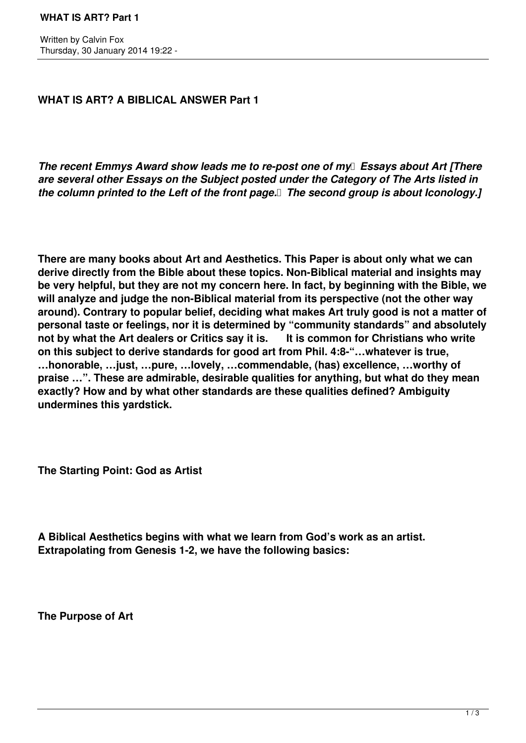# WHAT IS ART? A BIBLICAL ANSWER Part 1

***The recent Emmys Award show leads me to re-post one of my Essays about Art [There are several other Essays on the Subject posted under the Category of The Arts listed in the column printed to the Left of the front page. The second group is about Iconology.]***

**There are many books about Art and Aesthetics. This Paper is about only what we can derive directly from the Bible about these topics. Non-Biblical material and insights may be very helpful, but they are not my concern here. In fact, by beginning with the Bible, we will analyze and judge the non-Biblical material from its perspective (not the other way around). Contrary to popular belief, deciding what makes Art truly good is not a matter of personal taste or feelings, nor it is determined by "community standards" and absolutely not by what the Art dealers or Critics say it is. It is common for Christians who write on this subject to derive standards for good art from Phil. 4:8-"…whatever is true, …honorable, …just, …pure, …lovely, …commendable, (has) excellence, …worthy of praise …". These are admirable, desirable qualities for anything, but what do they mean exactly? How and by what other standards are these qualities defined? Ambiguity undermines this yardstick.**

## The Starting Point: God as Artist

**A Biblical Aesthetics begins with what we learn from God's work as an artist. Extrapolating from Genesis 1-2, we have the following basics:**

## The Purpose of Art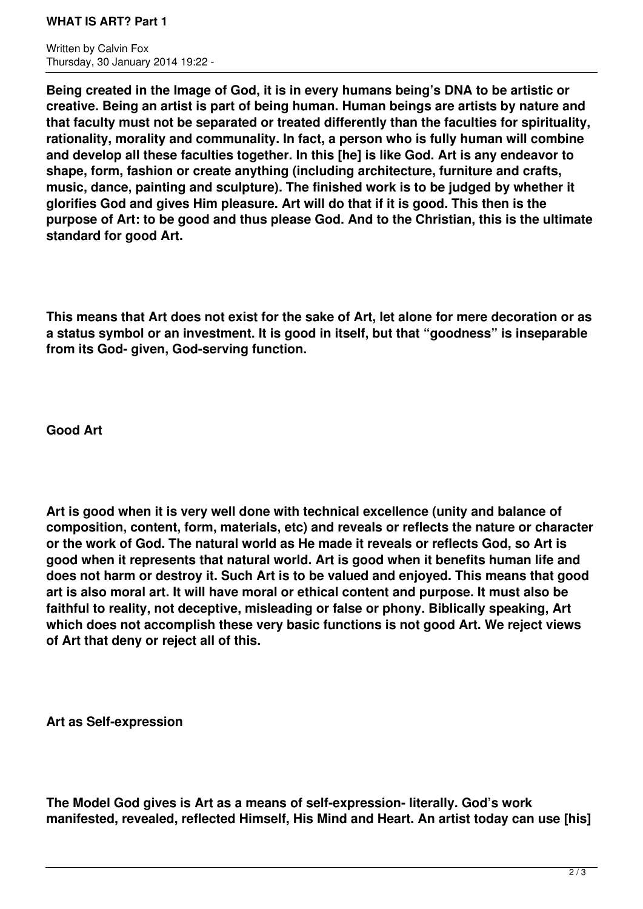**Being created in the Image of God, it is in every humans being's DNA to be artistic or creative. Being an artist is part of being human. Human beings are artists by nature and that faculty must not be separated or treated differently than the faculties for spirituality, rationality, morality and communality. In fact, a person who is fully human will combine and develop all these faculties together. In this [he] is like God. Art is any endeavor to shape, form, fashion or create anything (including architecture, furniture and crafts, music, dance, painting and sculpture). The finished work is to be judged by whether it glorifies God and gives Him pleasure. Art will do that if it is good. This then is the purpose of Art: to be good and thus please God. And to the Christian, this is the ultimate standard for good Art.**

**This means that Art does not exist for the sake of Art, let alone for mere decoration or as a status symbol or an investment. It is good in itself, but that "goodness" is inseparable from its God- given, God-serving function.**

**Good Art**

**Art is good when it is very well done with technical excellence (unity and balance of composition, content, form, materials, etc) and reveals or reflects the nature or character or the work of God. The natural world as He made it reveals or reflects God, so Art is good when it represents that natural world. Art is good when it benefits human life and does not harm or destroy it. Such Art is to be valued and enjoyed. This means that good art is also moral art. It will have moral or ethical content and purpose. It must also be faithful to reality, not deceptive, misleading or false or phony. Biblically speaking, Art which does not accomplish these very basic functions is not good Art. We reject views of Art that deny or reject all of this.**

**Art as Self-expression**

**The Model God gives is Art as a means of self-expression- literally. God's work manifested, revealed, reflected Himself, His Mind and Heart. An artist today can use [his]**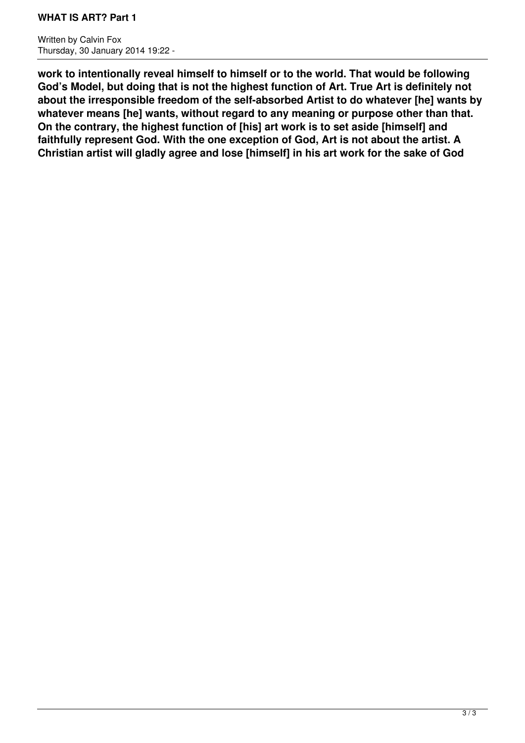**work to intentionally reveal himself to himself or to the world. That would be following God's Model, but doing that is not the highest function of Art. True Art is definitely not about the irresponsible freedom of the self-absorbed Artist to do whatever [he] wants by whatever means [he] wants, without regard to any meaning or purpose other than that. On the contrary, the highest function of [his] art work is to set aside [himself] and faithfully represent God. With the one exception of God, Art is not about the artist. A Christian artist will gladly agree and lose [himself] in his art work for the sake of God**